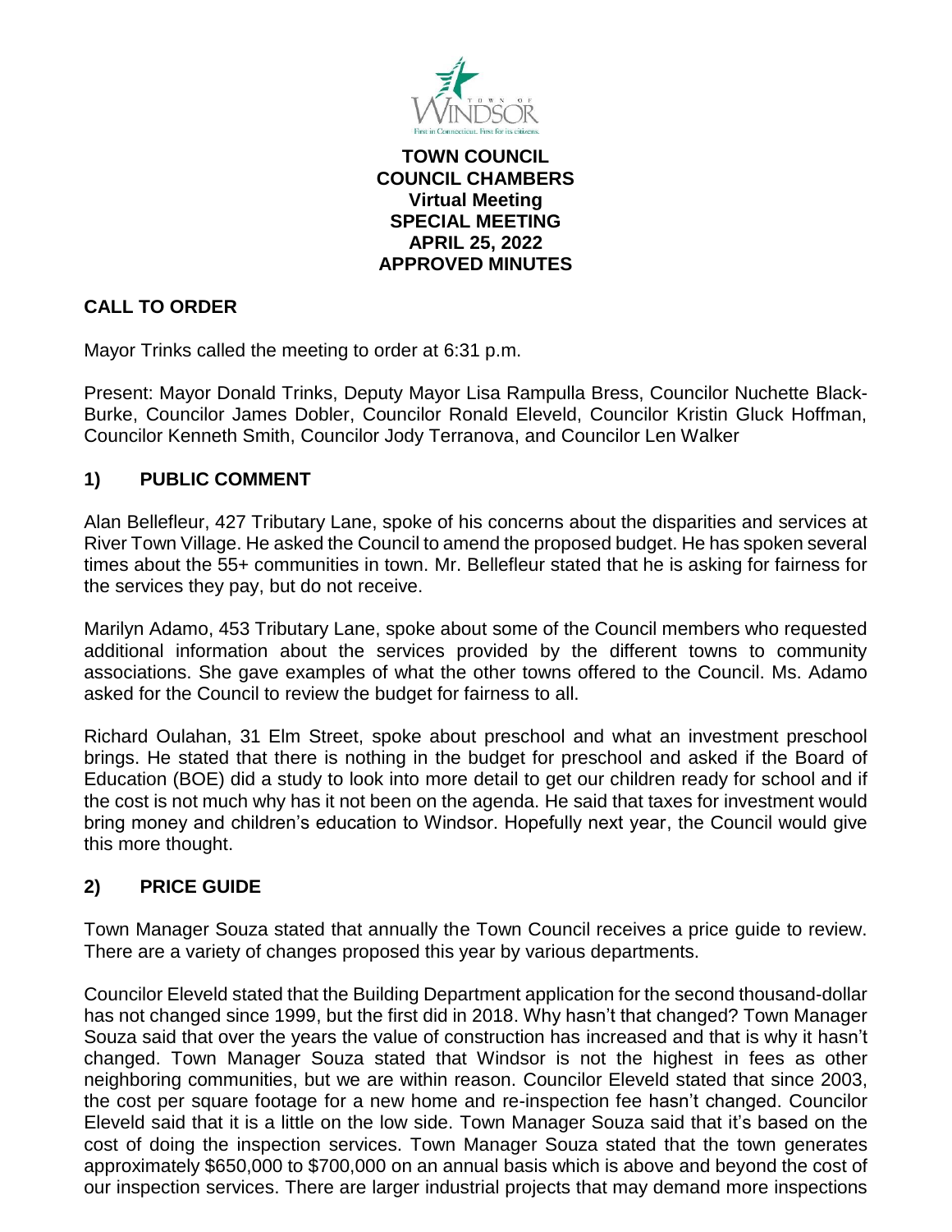**TOWN COUNCIL**
**COUNCIL CHAMBERS**
**Virtual Meeting**
**SPECIAL MEETING**
**APRIL 25, 2022**
**APPROVED MINUTES**

## CALL TO ORDER

Mayor Trinks called the meeting to order at 6:31 p.m.

Present: Mayor Donald Trinks, Deputy Mayor Lisa Rampulla Bress, Councilor Nuchette Black-Burke, Councilor James Dobler, Councilor Ronald Eleveld, Councilor Kristin Gluck Hoffman, Councilor Kenneth Smith, Councilor Jody Terranova, and Councilor Len Walker

## 1) PUBLIC COMMENT

Alan Bellefleur, 427 Tributary Lane, spoke of his concerns about the disparities and services at River Town Village. He asked the Council to amend the proposed budget. He has spoken several times about the 55+ communities in town. Mr. Bellefleur stated that he is asking for fairness for the services they pay, but do not receive.

Marilyn Adamo, 453 Tributary Lane, spoke about some of the Council members who requested additional information about the services provided by the different towns to community associations. She gave examples of what the other towns offered to the Council. Ms. Adamo asked for the Council to review the budget for fairness to all.

Richard Oulahan, 31 Elm Street, spoke about preschool and what an investment preschool brings. He stated that there is nothing in the budget for preschool and asked if the Board of Education (BOE) did a study to look into more detail to get our children ready for school and if the cost is not much why has it not been on the agenda. He said that taxes for investment would bring money and children's education to Windsor. Hopefully next year, the Council would give this more thought.

## 2) PRICE GUIDE

Town Manager Souza stated that annually the Town Council receives a price guide to review. There are a variety of changes proposed this year by various departments.

Councilor Eleveld stated that the Building Department application for the second thousand-dollar has not changed since 1999, but the first did in 2018. Why hasn't that changed? Town Manager Souza said that over the years the value of construction has increased and that is why it hasn't changed. Town Manager Souza stated that Windsor is not the highest in fees as other neighboring communities, but we are within reason. Councilor Eleveld stated that since 2003, the cost per square footage for a new home and re-inspection fee hasn't changed. Councilor Eleveld said that it is a little on the low side. Town Manager Souza said that it's based on the cost of doing the inspection services. Town Manager Souza stated that the town generates approximately $650,000 to $700,000 on an annual basis which is above and beyond the cost of our inspection services. There are larger industrial projects that may demand more inspections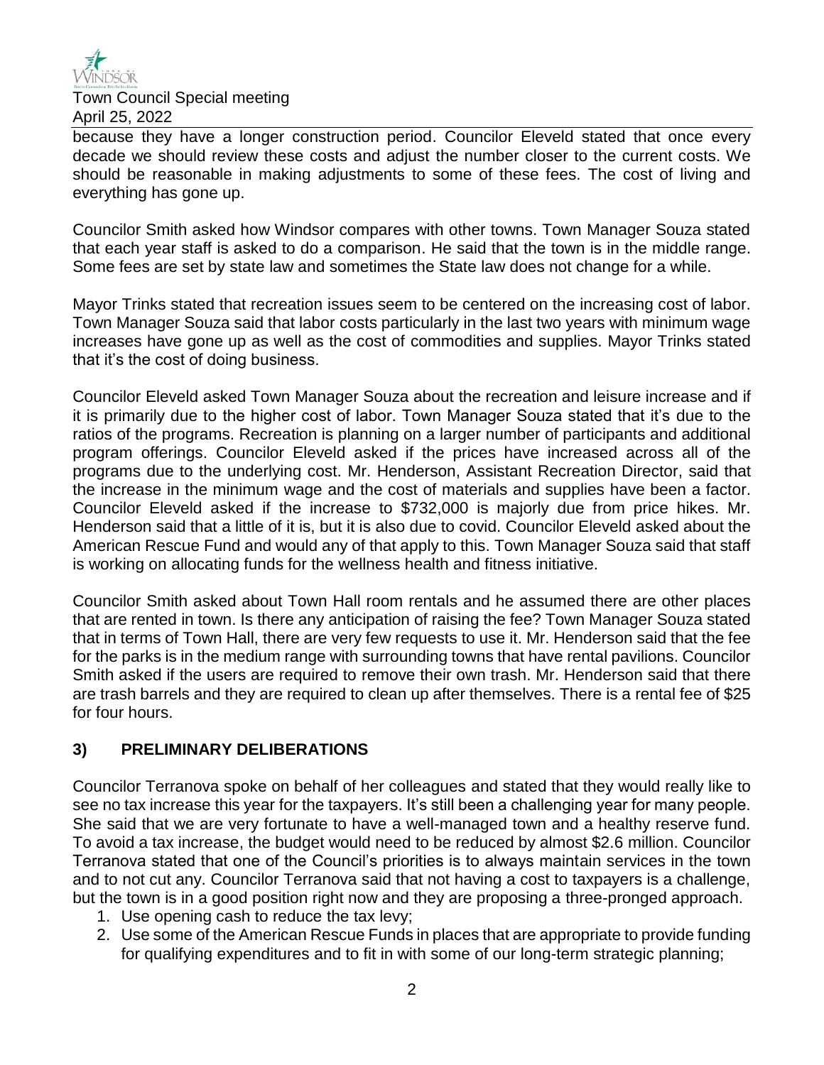because they have a longer construction period. Councilor Eleveld stated that once every decade we should review these costs and adjust the number closer to the current costs. We should be reasonable in making adjustments to some of these fees. The cost of living and everything has gone up.

Councilor Smith asked how Windsor compares with other towns. Town Manager Souza stated that each year staff is asked to do a comparison. He said that the town is in the middle range. Some fees are set by state law and sometimes the State law does not change for a while.

Mayor Trinks stated that recreation issues seem to be centered on the increasing cost of labor. Town Manager Souza said that labor costs particularly in the last two years with minimum wage increases have gone up as well as the cost of commodities and supplies. Mayor Trinks stated that it's the cost of doing business.

Councilor Eleveld asked Town Manager Souza about the recreation and leisure increase and if it is primarily due to the higher cost of labor. Town Manager Souza stated that it's due to the ratios of the programs. Recreation is planning on a larger number of participants and additional program offerings. Councilor Eleveld asked if the prices have increased across all of the programs due to the underlying cost. Mr. Henderson, Assistant Recreation Director, said that the increase in the minimum wage and the cost of materials and supplies have been a factor. Councilor Eleveld asked if the increase to $732,000 is majorly due from price hikes. Mr. Henderson said that a little of it is, but it is also due to covid. Councilor Eleveld asked about the American Rescue Fund and would any of that apply to this. Town Manager Souza said that staff is working on allocating funds for the wellness health and fitness initiative.

Councilor Smith asked about Town Hall room rentals and he assumed there are other places that are rented in town. Is there any anticipation of raising the fee? Town Manager Souza stated that in terms of Town Hall, there are very few requests to use it. Mr. Henderson said that the fee for the parks is in the medium range with surrounding towns that have rental pavilions. Councilor Smith asked if the users are required to remove their own trash. Mr. Henderson said that there are trash barrels and they are required to clean up after themselves. There is a rental fee of $25 for four hours.

## 3) PRELIMINARY DELIBERATIONS

Councilor Terranova spoke on behalf of her colleagues and stated that they would really like to see no tax increase this year for the taxpayers. It's still been a challenging year for many people. She said that we are very fortunate to have a well-managed town and a healthy reserve fund. To avoid a tax increase, the budget would need to be reduced by almost $2.6 million. Councilor Terranova stated that one of the Council's priorities is to always maintain services in the town and to not cut any. Councilor Terranova said that not having a cost to taxpayers is a challenge, but the town is in a good position right now and they are proposing a three-pronged approach.

1. Use opening cash to reduce the tax levy;
2. Use some of the American Rescue Funds in places that are appropriate to provide funding for qualifying expenditures and to fit in with some of our long-term strategic planning;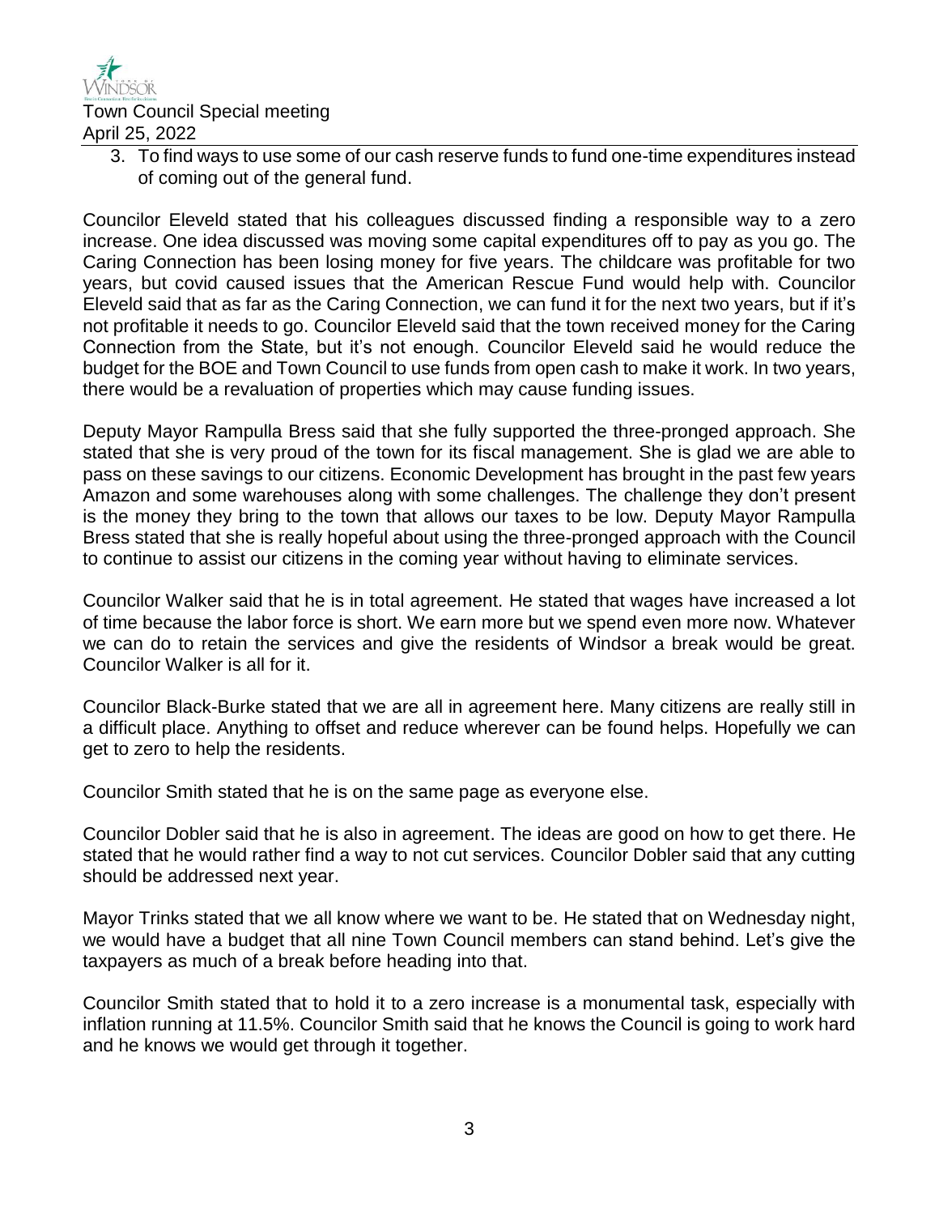3. To find ways to use some of our cash reserve funds to fund one-time expenditures instead of coming out of the general fund.

Councilor Eleveld stated that his colleagues discussed finding a responsible way to a zero increase. One idea discussed was moving some capital expenditures off to pay as you go. The Caring Connection has been losing money for five years. The childcare was profitable for two years, but covid caused issues that the American Rescue Fund would help with. Councilor Eleveld said that as far as the Caring Connection, we can fund it for the next two years, but if it's not profitable it needs to go. Councilor Eleveld said that the town received money for the Caring Connection from the State, but it's not enough. Councilor Eleveld said he would reduce the budget for the BOE and Town Council to use funds from open cash to make it work. In two years, there would be a revaluation of properties which may cause funding issues.

Deputy Mayor Rampulla Bress said that she fully supported the three-pronged approach. She stated that she is very proud of the town for its fiscal management. She is glad we are able to pass on these savings to our citizens. Economic Development has brought in the past few years Amazon and some warehouses along with some challenges. The challenge they don't present is the money they bring to the town that allows our taxes to be low. Deputy Mayor Rampulla Bress stated that she is really hopeful about using the three-pronged approach with the Council to continue to assist our citizens in the coming year without having to eliminate services.

Councilor Walker said that he is in total agreement. He stated that wages have increased a lot of time because the labor force is short. We earn more but we spend even more now. Whatever we can do to retain the services and give the residents of Windsor a break would be great. Councilor Walker is all for it.

Councilor Black-Burke stated that we are all in agreement here. Many citizens are really still in a difficult place. Anything to offset and reduce wherever can be found helps. Hopefully we can get to zero to help the residents.

Councilor Smith stated that he is on the same page as everyone else.

Councilor Dobler said that he is also in agreement. The ideas are good on how to get there. He stated that he would rather find a way to not cut services. Councilor Dobler said that any cutting should be addressed next year.

Mayor Trinks stated that we all know where we want to be. He stated that on Wednesday night, we would have a budget that all nine Town Council members can stand behind. Let's give the taxpayers as much of a break before heading into that.

Councilor Smith stated that to hold it to a zero increase is a monumental task, especially with inflation running at 11.5%. Councilor Smith said that he knows the Council is going to work hard and he knows we would get through it together.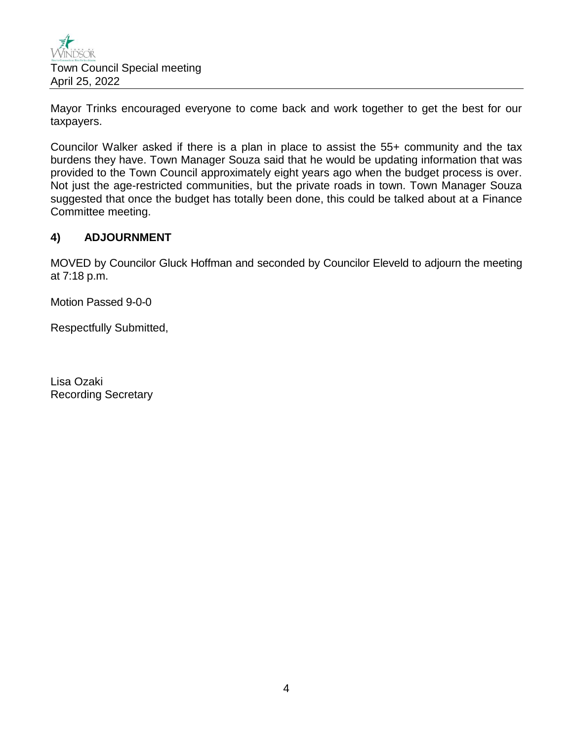Mayor Trinks encouraged everyone to come back and work together to get the best for our taxpayers.

Councilor Walker asked if there is a plan in place to assist the 55+ community and the tax burdens they have. Town Manager Souza said that he would be updating information that was provided to the Town Council approximately eight years ago when the budget process is over. Not just the age-restricted communities, but the private roads in town. Town Manager Souza suggested that once the budget has totally been done, this could be talked about at a Finance Committee meeting.

## 4) ADJOURNMENT

MOVED by Councilor Gluck Hoffman and seconded by Councilor Eleveld to adjourn the meeting at 7:18 p.m.

Motion Passed 9-0-0

Respectfully Submitted,

Lisa Ozaki
Recording Secretary